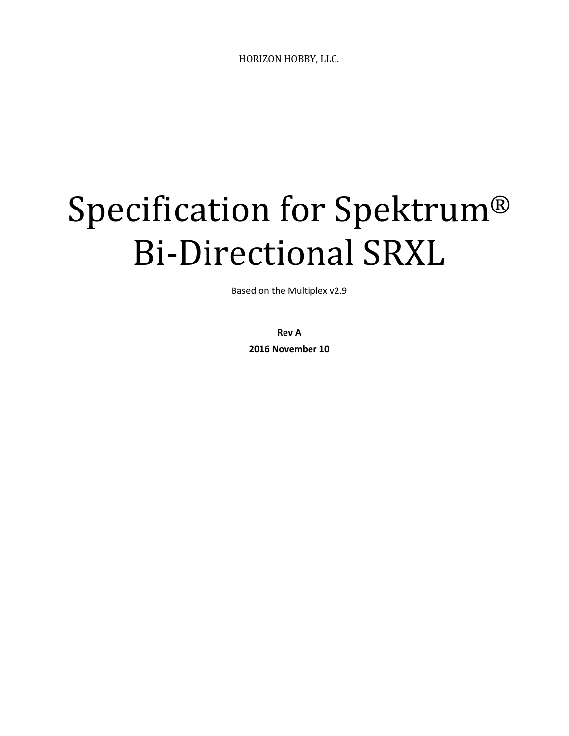HORIZON HOBBY, LLC.

# Specification for Spektrum® Bi-Directional SRXL

Based on the Multiplex v2.9

**Rev A**

**2016 November 10**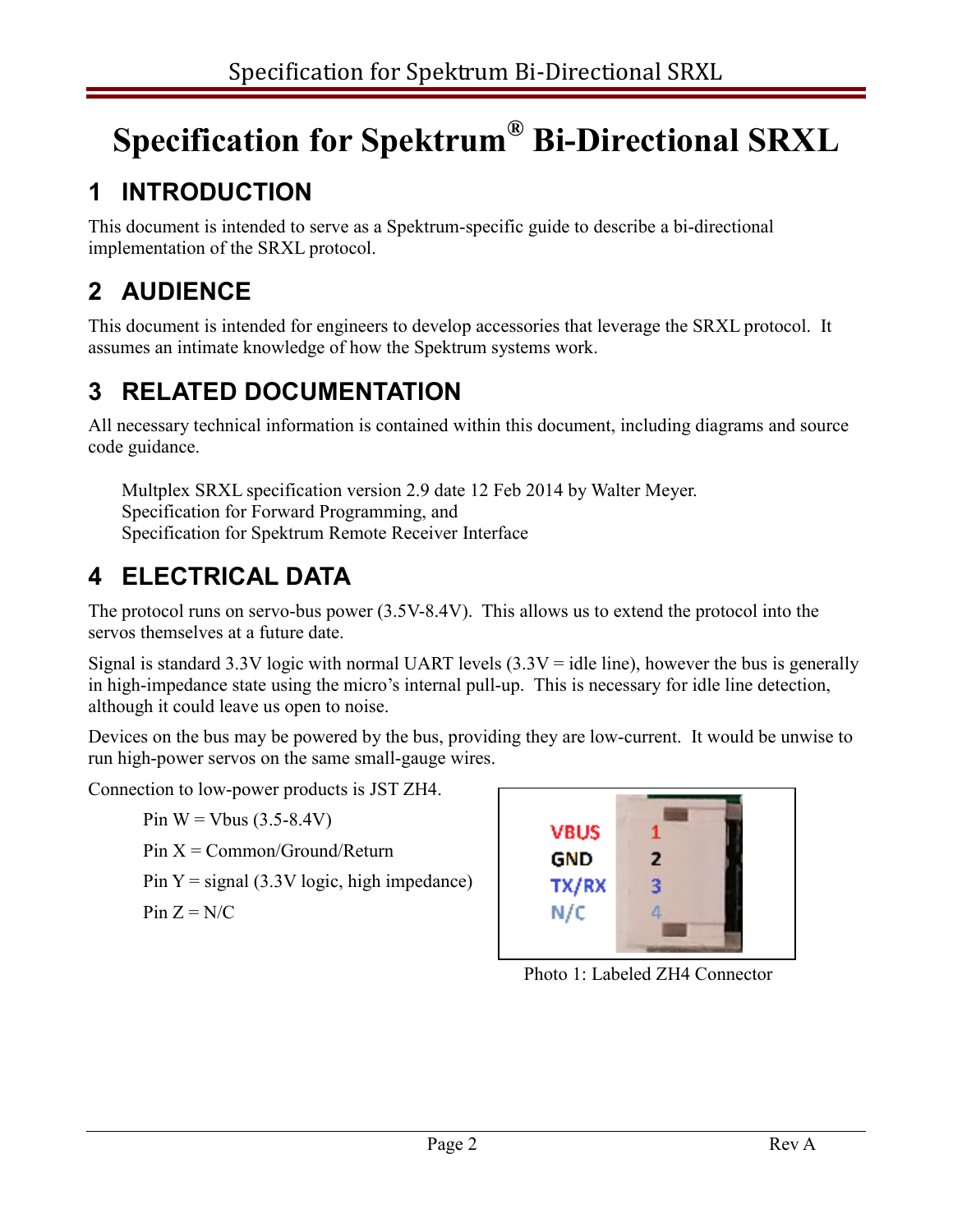# Specification for Spektrum® Bi-Directional SRXL

## 1 INTRODUCTION

This document is intended to serve as a Spektrum-specific guide to describe a bi-directional implementation of the SRXL protocol.

## 2 AUDIENCE

This document is intended for engineers to develop accessories that leverage the SRXL protocol. It assumes an intimate knowledge of how the Spektrum systems work.

## 3 RELATED DOCUMENTATION

All necessary technical information is contained within this document, including diagrams and source code guidance.

Multplex SRXL specification version 2.9 date 12 Feb 2014 by Walter Meyer.
Specification for Forward Programming, and
Specification for Spektrum Remote Receiver Interface

## 4 ELECTRICAL DATA

The protocol runs on servo-bus power (3.5V-8.4V). This allows us to extend the protocol into the servos themselves at a future date.

Signal is standard 3.3V logic with normal UART levels (3.3V = idle line), however the bus is generally in high-impedance state using the micro's internal pull-up. This is necessary for idle line detection, although it could leave us open to noise.

Devices on the bus may be powered by the bus, providing they are low-current. It would be unwise to run high-power servos on the same small-gauge wires.

Connection to low-power products is JST ZH4.

Pin W = Vbus (3.5-8.4V)

Pin X = Common/Ground/Return

Pin Y = signal (3.3V logic, high impedance)

Pin Z = N/C

Photo 1: Labeled ZH4 Connector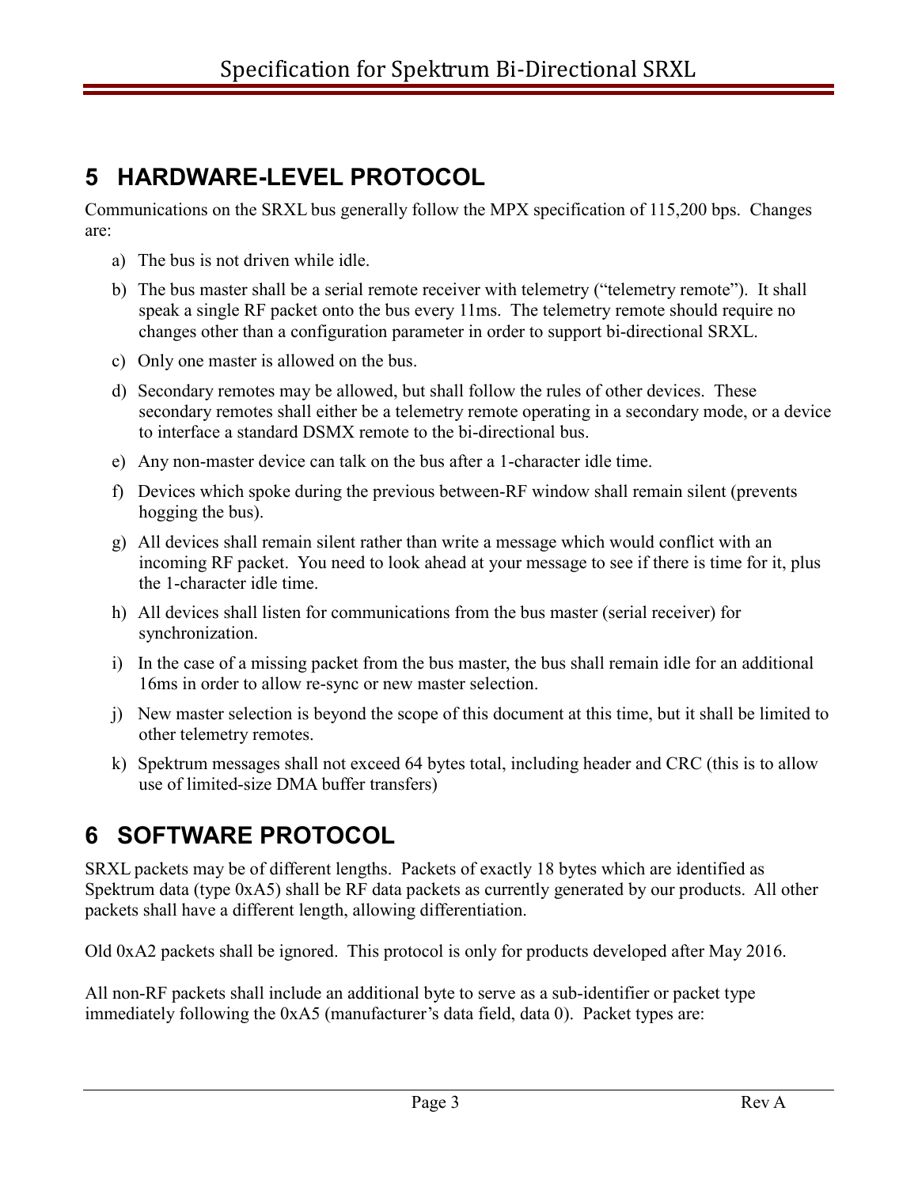# 5 HARDWARE-LEVEL PROTOCOL

Communications on the SRXL bus generally follow the MPX specification of 115,200 bps. Changes are:

a) The bus is not driven while idle.

b) The bus master shall be a serial remote receiver with telemetry ("telemetry remote"). It shall speak a single RF packet onto the bus every 11ms. The telemetry remote should require no changes other than a configuration parameter in order to support bi-directional SRXL.

c) Only one master is allowed on the bus.

d) Secondary remotes may be allowed, but shall follow the rules of other devices. These secondary remotes shall either be a telemetry remote operating in a secondary mode, or a device to interface a standard DSMX remote to the bi-directional bus.

e) Any non-master device can talk on the bus after a 1-character idle time.

f) Devices which spoke during the previous between-RF window shall remain silent (prevents hogging the bus).

g) All devices shall remain silent rather than write a message which would conflict with an incoming RF packet. You need to look ahead at your message to see if there is time for it, plus the 1-character idle time.

h) All devices shall listen for communications from the bus master (serial receiver) for synchronization.

i) In the case of a missing packet from the bus master, the bus shall remain idle for an additional 16ms in order to allow re-sync or new master selection.

j) New master selection is beyond the scope of this document at this time, but it shall be limited to other telemetry remotes.

k) Spektrum messages shall not exceed 64 bytes total, including header and CRC (this is to allow use of limited-size DMA buffer transfers)

# 6 SOFTWARE PROTOCOL

SRXL packets may be of different lengths. Packets of exactly 18 bytes which are identified as Spektrum data (type 0xA5) shall be RF data packets as currently generated by our products. All other packets shall have a different length, allowing differentiation.

Old 0xA2 packets shall be ignored. This protocol is only for products developed after May 2016.

All non-RF packets shall include an additional byte to serve as a sub-identifier or packet type immediately following the 0xA5 (manufacturer's data field, data 0). Packet types are: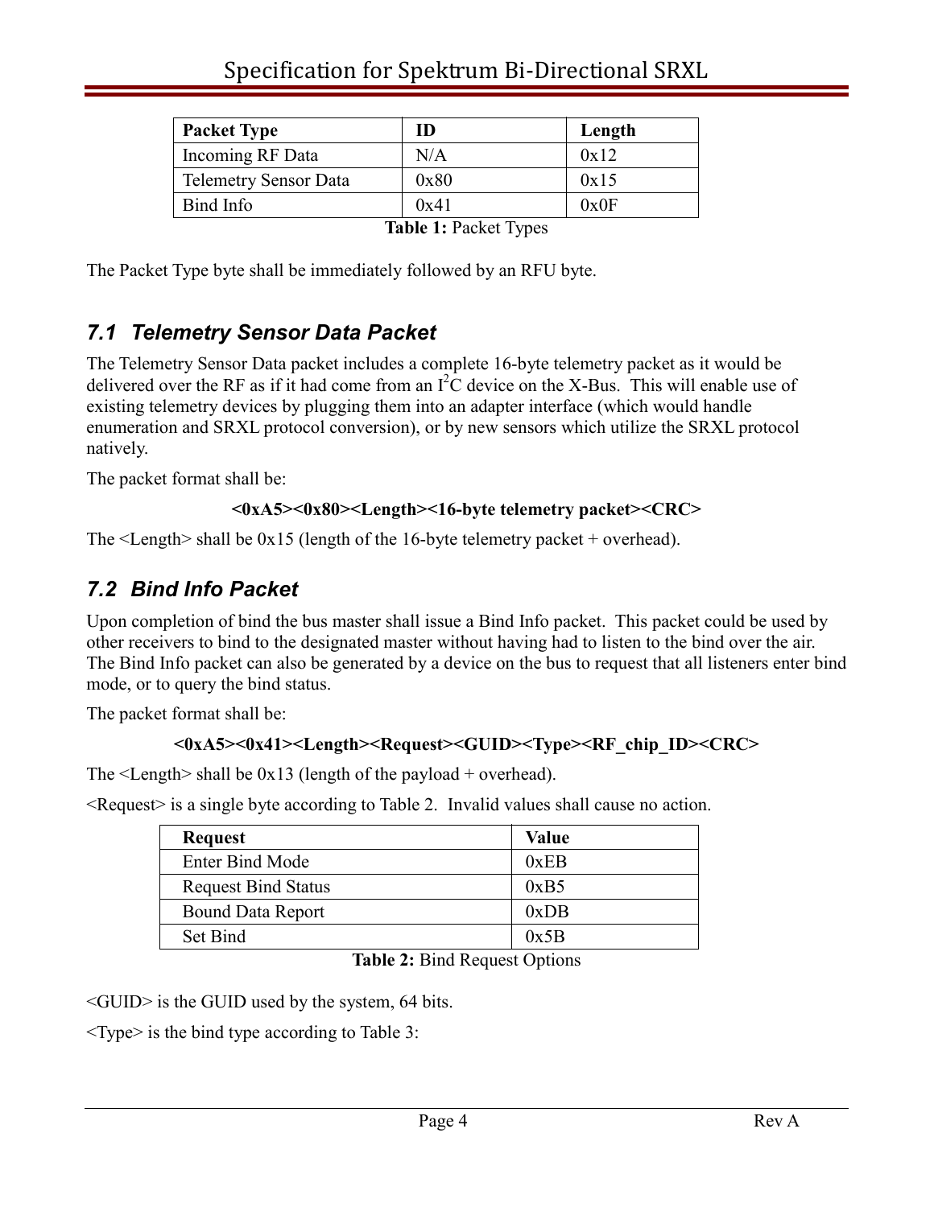| Packet Type | ID | Length |
| --- | --- | --- |
| Incoming RF Data | N/A | 0x12 |
| Telemetry Sensor Data | 0x80 | 0x15 |
| Bind Info | 0x41 | 0x0F |

**Table 1:** Packet Types

The Packet Type byte shall be immediately followed by an RFU byte.

## *7.1 Telemetry Sensor Data Packet*

The Telemetry Sensor Data packet includes a complete 16-byte telemetry packet as it would be delivered over the RF as if it had come from an $I^2C$ device on the X-Bus. This will enable use of existing telemetry devices by plugging them into an adapter interface (which would handle enumeration and SRXL protocol conversion), or by new sensors which utilize the SRXL protocol natively.

The packet format shall be:

**<0xA5><0x80><Length><16-byte telemetry packet><CRC>**

The <Length> shall be 0x15 (length of the 16-byte telemetry packet + overhead).

## *7.2 Bind Info Packet*

Upon completion of bind the bus master shall issue a Bind Info packet. This packet could be used by other receivers to bind to the designated master without having had to listen to the bind over the air. The Bind Info packet can also be generated by a device on the bus to request that all listeners enter bind mode, or to query the bind status.

The packet format shall be:

**<0xA5><0x41><Length><Request><GUID><Type><RF_chip_ID><CRC>**

The <Length> shall be 0x13 (length of the payload + overhead).

<Request> is a single byte according to Table 2. Invalid values shall cause no action.

| Request | Value |
| --- | --- |
| Enter Bind Mode | 0xEB |
| Request Bind Status | 0xB5 |
| Bound Data Report | 0xDB |
| Set Bind | 0x5B |

**Table 2:** Bind Request Options

<GUID> is the GUID used by the system, 64 bits.

<Type> is the bind type according to Table 3: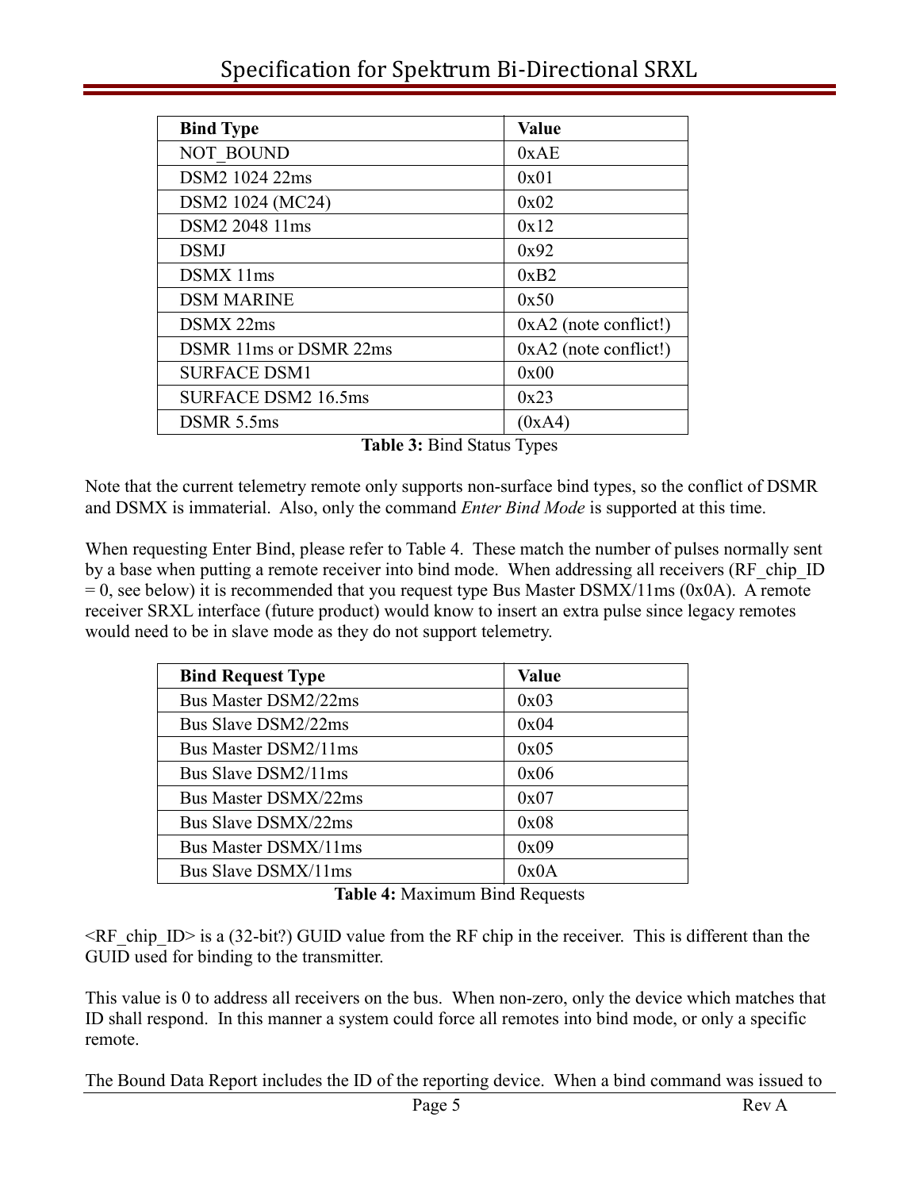| Bind Type | Value |
| --- | --- |
| NOT_BOUND | 0xAE |
| DSM2 1024 22ms | 0x01 |
| DSM2 1024 (MC24) | 0x02 |
| DSM2 2048 11ms | 0x12 |
| DSMJ | 0x92 |
| DSMX 11ms | 0xB2 |
| DSM MARINE | 0x50 |
| DSMX 22ms | 0xA2 (note conflict!) |
| DSMR 11ms or DSMR 22ms | 0xA2 (note conflict!) |
| SURFACE DSM1 | 0x00 |
| SURFACE DSM2 16.5ms | 0x23 |
| DSMR 5.5ms | (0xA4) |

**Table 3:** Bind Status Types

Note that the current telemetry remote only supports non-surface bind types, so the conflict of DSMR and DSMX is immaterial. Also, only the command *Enter Bind Mode* is supported at this time.

When requesting Enter Bind, please refer to Table 4. These match the number of pulses normally sent by a base when putting a remote receiver into bind mode. When addressing all receivers (RF_chip_ID = 0, see below) it is recommended that you request type Bus Master DSMX/11ms (0x0A). A remote receiver SRXL interface (future product) would know to insert an extra pulse since legacy remotes would need to be in slave mode as they do not support telemetry.

| Bind Request Type | Value |
| --- | --- |
| Bus Master DSM2/22ms | 0x03 |
| Bus Slave DSM2/22ms | 0x04 |
| Bus Master DSM2/11ms | 0x05 |
| Bus Slave DSM2/11ms | 0x06 |
| Bus Master DSMX/22ms | 0x07 |
| Bus Slave DSMX/22ms | 0x08 |
| Bus Master DSMX/11ms | 0x09 |
| Bus Slave DSMX/11ms | 0x0A |

**Table 4:** Maximum Bind Requests

<RF_chip_ID> is a (32-bit?) GUID value from the RF chip in the receiver. This is different than the GUID used for binding to the transmitter.

This value is 0 to address all receivers on the bus. When non-zero, only the device which matches that ID shall respond. In this manner a system could force all remotes into bind mode, or only a specific remote.

The Bound Data Report includes the ID of the reporting device. When a bind command was issued to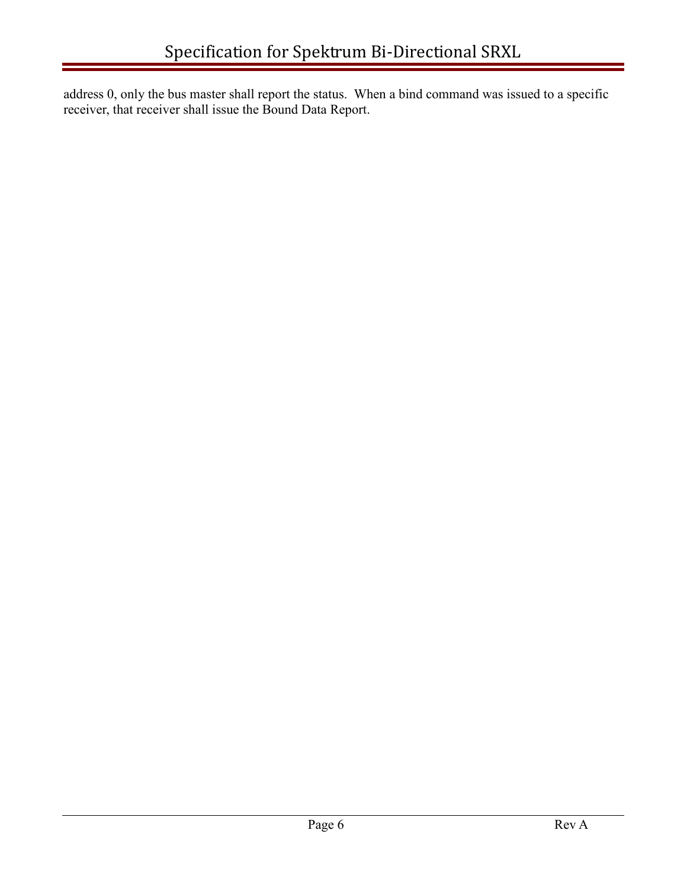address 0, only the bus master shall report the status. When a bind command was issued to a specific receiver, that receiver shall issue the Bound Data Report.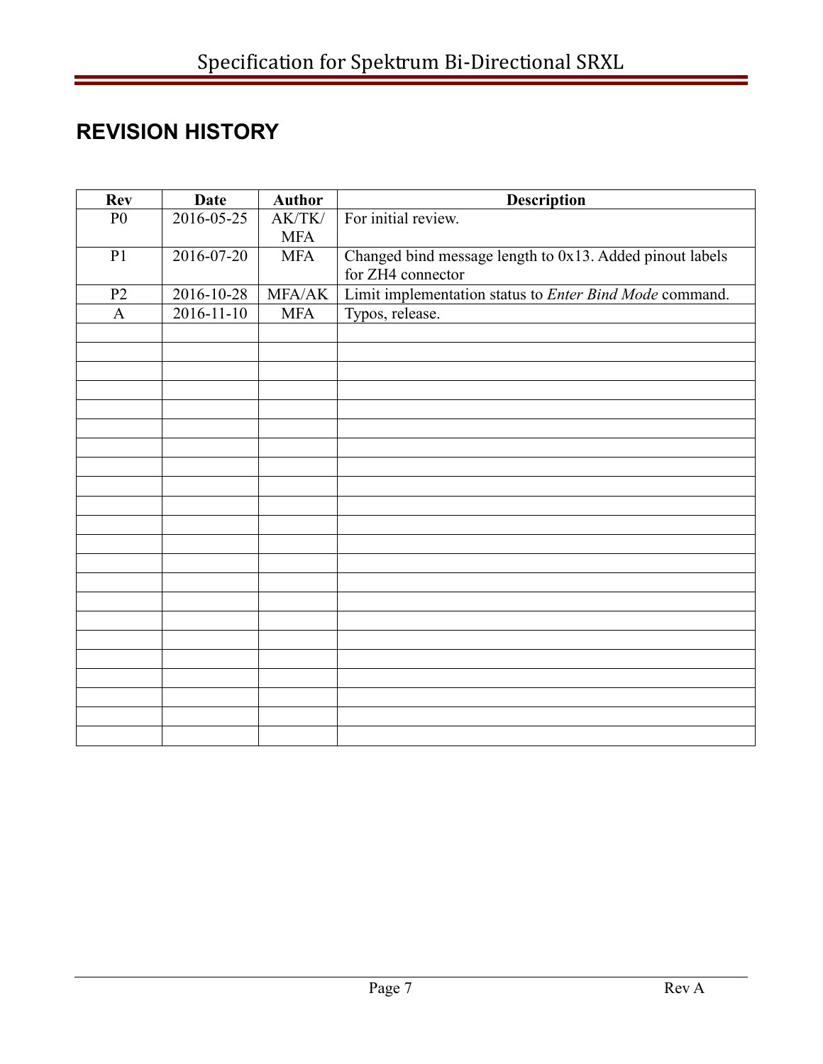# REVISION HISTORY

| Rev | Date | Author | Description |
|---|---|---|---|
| P0 | 2016-05-25 | AK/TK/ MFA | For initial review. |
| P1 | 2016-07-20 | MFA | Changed bind message length to 0x13. Added pinout labels for ZH4 connector |
| P2 | 2016-10-28 | MFA/AK | Limit implementation status to *Enter Bind Mode* command. |
| A | 2016-11-10 | MFA | Typos, release. |
| | | | |
| | | | |
| | | | |
| | | | |
| | | | |
| | | | |
| | | | |
| | | | |
| | | | |
| | | | |
| | | | |
| | | | |
| | | | |
| | | | |
| | | | |
| | | | |
| | | | |
| | | | |
| | | | |
| | | | |
| | | | |
| | | | |